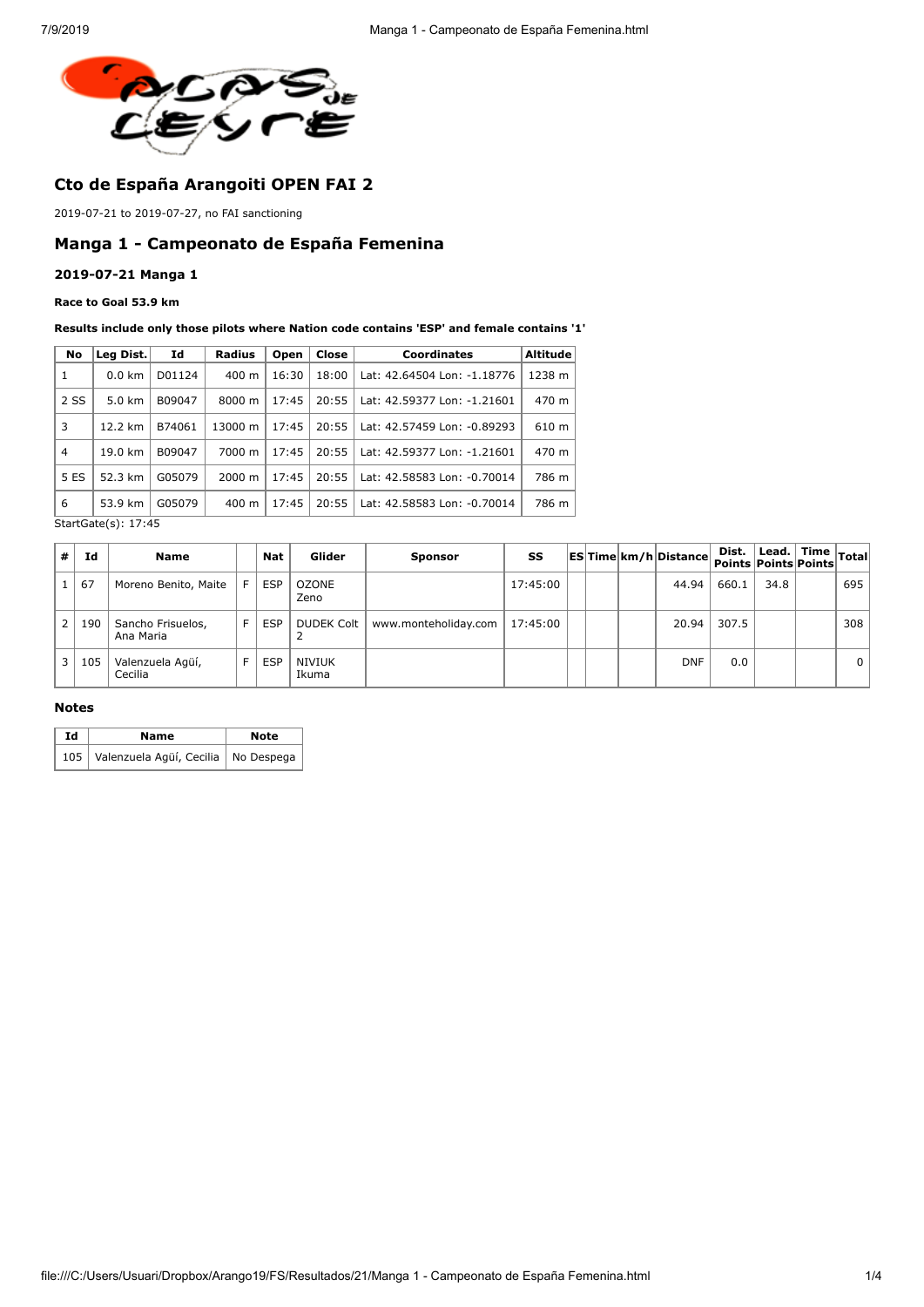## Cto de España Arangoiti OPEN FAI 2

2019-07-21 to 2019-07-27, no FAI sanctioning

## Manga 1 - Campeonato de España Femenina

### 2019-07-21 Manga 1

**Race to Goal 53.9 km**

**Results include only those pilots where Nation code contains 'ESP' and female contains '1'**

| No | Leg Dist. | Id | Radius | Open | Close | Coordinates | Altitude |
|---|---|---|---|---|---|---|---|
| 1 | 0.0 km | D01124 | 400 m | 16:30 | 18:00 | Lat: 42.64504 Lon: -1.18776 | 1238 m |
| 2 SS | 5.0 km | B09047 | 8000 m | 17:45 | 20:55 | Lat: 42.59377 Lon: -1.21601 | 470 m |
| 3 | 12.2 km | B74061 | 13000 m | 17:45 | 20:55 | Lat: 42.57459 Lon: -0.89293 | 610 m |
| 4 | 19.0 km | B09047 | 7000 m | 17:45 | 20:55 | Lat: 42.59377 Lon: -1.21601 | 470 m |
| 5 ES | 52.3 km | G05079 | 2000 m | 17:45 | 20:55 | Lat: 42.58583 Lon: -0.70014 | 786 m |
| 6 | 53.9 km | G05079 | 400 m | 17:45 | 20:55 | Lat: 42.58583 Lon: -0.70014 | 786 m |

StartGate(s): 17:45

| # | Id | Name | | Nat | Glider | Sponsor | SS | ES | Time | km/h | Distance | Dist. Points | Lead. Points | Time Points | Total |
|---|---|---|---|---|---|---|---|---|---|---|---|---|---|---|---|
| 1 | 67 | Moreno Benito, Maite | F | ESP | OZONE Zeno | | 17:45:00 | | | | 44.94 | 660.1 | 34.8 | | 695 |
| 2 | 190 | Sancho Frisuelos, Ana Maria | F | ESP | DUDEK Colt 2 | www.monteholiday.com | 17:45:00 | | | | 20.94 | 307.5 | | | 308 |
| 3 | 105 | Valenzuela Agüí, Cecilia | F | ESP | NIVIUK Ikuma | | | | | | DNF | 0.0 | | | 0 |

#### Notes

| Id | Name | Note |
|---|---|---|
| 105 | Valenzuela Agüí, Cecilia | No Despega |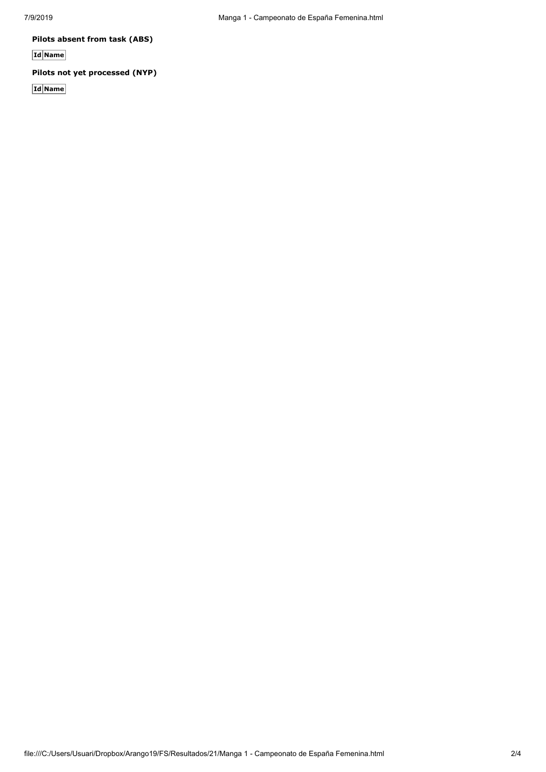**Pilots absent from task (ABS)**

| Id | Name |
| --- | --- |

**Pilots not yet processed (NYP)**

| Id | Name |
| --- | --- |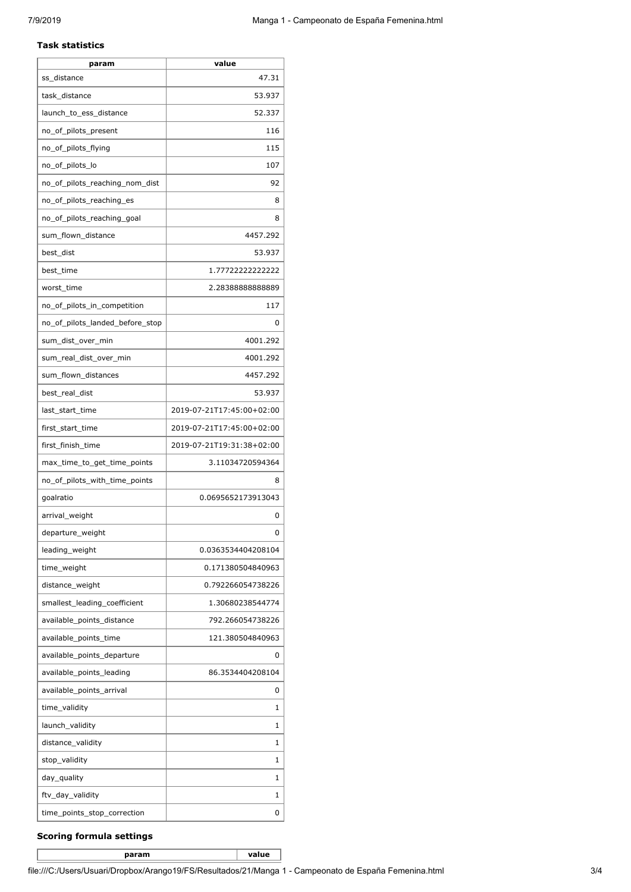**Task statistics**

| param | value |
|---|---|
| ss_distance | 47.31 |
| task_distance | 53.937 |
| launch_to_ess_distance | 52.337 |
| no_of_pilots_present | 116 |
| no_of_pilots_flying | 115 |
| no_of_pilots_lo | 107 |
| no_of_pilots_reaching_nom_dist | 92 |
| no_of_pilots_reaching_es | 8 |
| no_of_pilots_reaching_goal | 8 |
| sum_flown_distance | 4457.292 |
| best_dist | 53.937 |
| best_time | 1.77722222222222 |
| worst_time | 2.28388888888889 |
| no_of_pilots_in_competition | 117 |
| no_of_pilots_landed_before_stop | 0 |
| sum_dist_over_min | 4001.292 |
| sum_real_dist_over_min | 4001.292 |
| sum_flown_distances | 4457.292 |
| best_real_dist | 53.937 |
| last_start_time | 2019-07-21T17:45:00+02:00 |
| first_start_time | 2019-07-21T17:45:00+02:00 |
| first_finish_time | 2019-07-21T19:31:38+02:00 |
| max_time_to_get_time_points | 3.11034720594364 |
| no_of_pilots_with_time_points | 8 |
| goalratio | 0.0695652173913043 |
| arrival_weight | 0 |
| departure_weight | 0 |
| leading_weight | 0.0363534404208104 |
| time_weight | 0.171380504840963 |
| distance_weight | 0.792266054738226 |
| smallest_leading_coefficient | 1.30680238544774 |
| available_points_distance | 792.266054738226 |
| available_points_time | 121.380504840963 |
| available_points_departure | 0 |
| available_points_leading | 86.3534404208104 |
| available_points_arrival | 0 |
| time_validity | 1 |
| launch_validity | 1 |
| distance_validity | 1 |
| stop_validity | 1 |
| day_quality | 1 |
| ftv_day_validity | 1 |
| time_points_stop_correction | 0 |

**Scoring formula settings**

| param | value |
|---|---|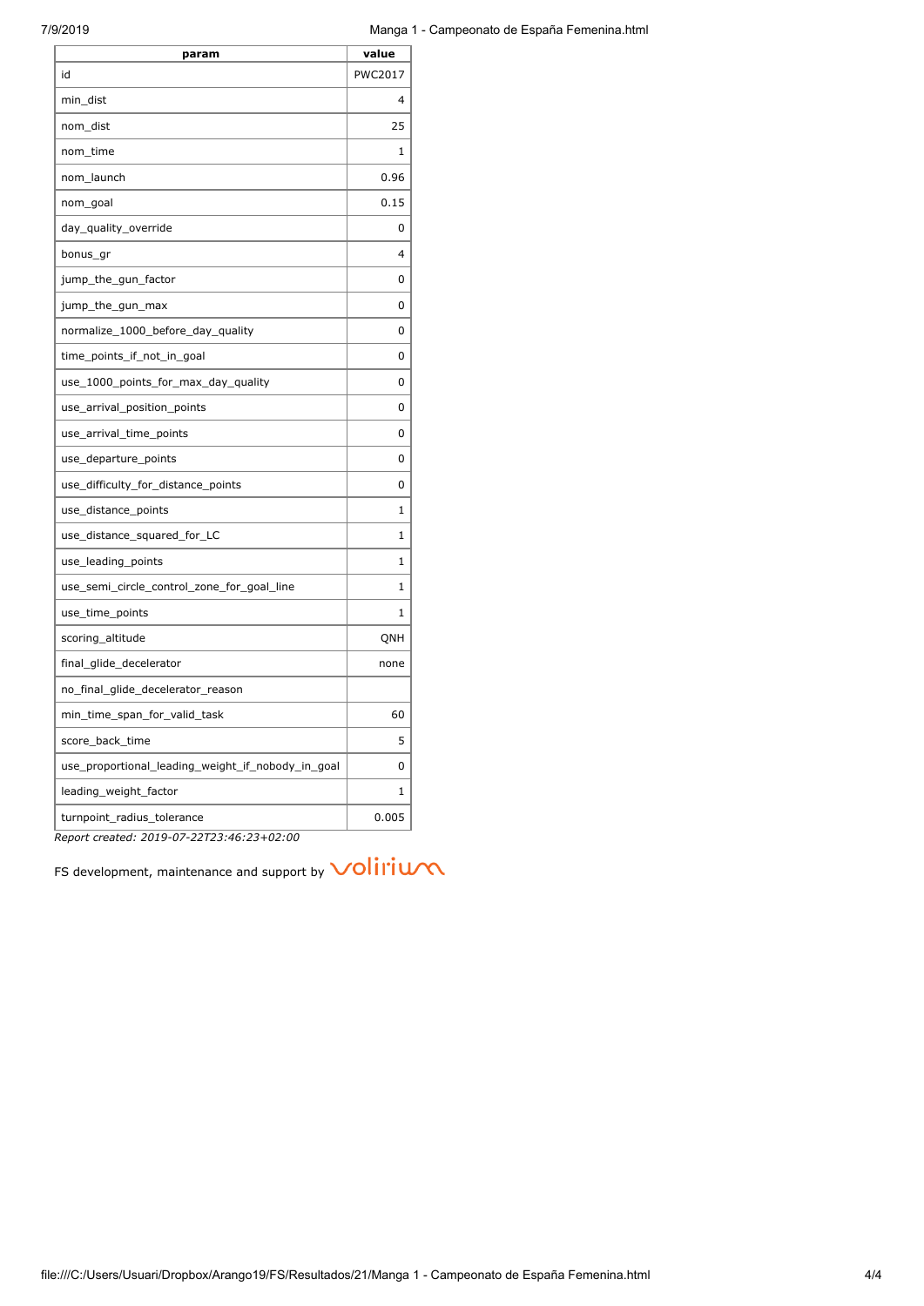| param | value |
|---|---|
| id | PWC2017 |
| min_dist | 4 |
| nom_dist | 25 |
| nom_time | 1 |
| nom_launch | 0.96 |
| nom_goal | 0.15 |
| day_quality_override | 0 |
| bonus_gr | 4 |
| jump_the_gun_factor | 0 |
| jump_the_gun_max | 0 |
| normalize_1000_before_day_quality | 0 |
| time_points_if_not_in_goal | 0 |
| use_1000_points_for_max_day_quality | 0 |
| use_arrival_position_points | 0 |
| use_arrival_time_points | 0 |
| use_departure_points | 0 |
| use_difficulty_for_distance_points | 0 |
| use_distance_points | 1 |
| use_distance_squared_for_LC | 1 |
| use_leading_points | 1 |
| use_semi_circle_control_zone_for_goal_line | 1 |
| use_time_points | 1 |
| scoring_altitude | QNH |
| final_glide_decelerator | none |
| no_final_glide_decelerator_reason | |
| min_time_span_for_valid_task | 60 |
| score_back_time | 5 |
| use_proportional_leading_weight_if_nobody_in_goal | 0 |
| leading_weight_factor | 1 |
| turnpoint_radius_tolerance | 0.005 |

*Report created: 2019-07-22T23:46:23+02:00*

FS development, maintenance and support by volirium